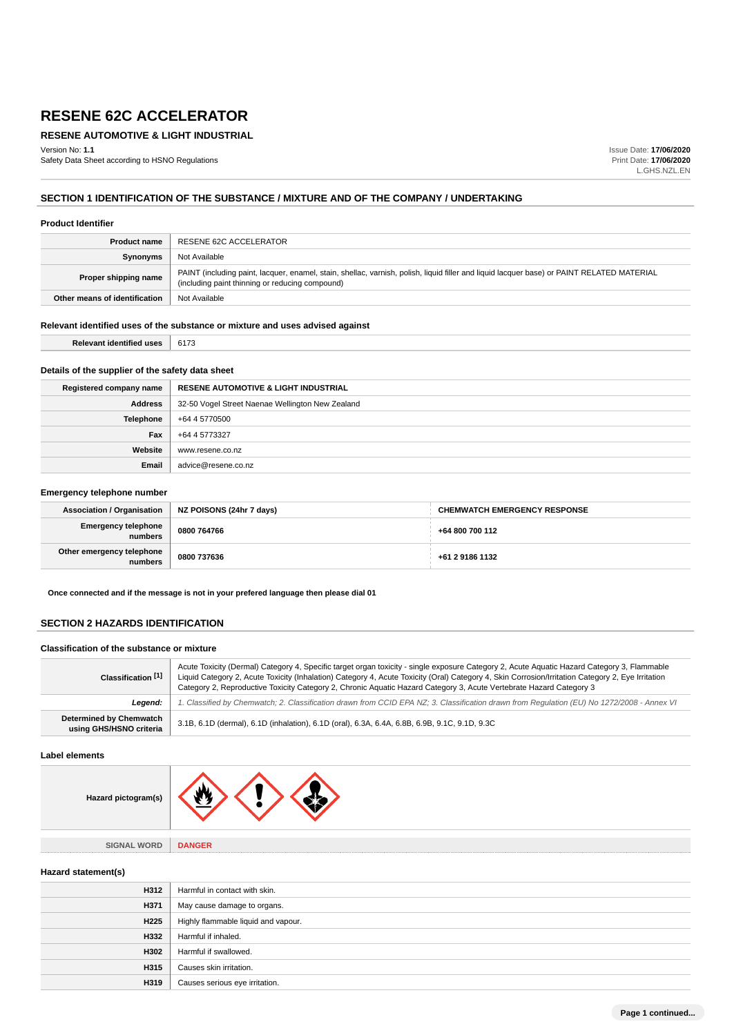# RESENE 62C ACCELERATOR

## RESENE AUTOMOTIVE & LIGHT INDUSTRIAL

Version No: **1.1**
Safety Data Sheet according to HSNO Regulations

Issue Date: **17/06/2020**
Print Date: **17/06/2020**
L.GHS.NZL.EN

## SECTION 1 IDENTIFICATION OF THE SUBSTANCE / MIXTURE AND OF THE COMPANY / UNDERTAKING

### Product Identifier

| | |
|---|---|
| **Product name** | RESENE 62C ACCELERATOR |
| **Synonyms** | Not Available |
| **Proper shipping name** | PAINT (including paint, lacquer, enamel, stain, shellac, varnish, polish, liquid filler and liquid lacquer base) or PAINT RELATED MATERIAL (including paint thinning or reducing compound) |
| **Other means of identification** | Not Available |

### Relevant identified uses of the substance or mixture and uses advised against

| | |
|---|---|
| **Relevant identified uses** | 6173 |

### Details of the supplier of the safety data sheet

| | |
|---|---|
| **Registered company name** | **RESENE AUTOMOTIVE & LIGHT INDUSTRIAL** |
| **Address** | 32-50 Vogel Street Naenae Wellington New Zealand |
| **Telephone** | +64 4 5770500 |
| **Fax** | +64 4 5773327 |
| **Website** | www.resene.co.nz |
| **Email** | advice@resene.co.nz |

### Emergency telephone number

| **Association / Organisation** | **NZ POISONS (24hr 7 days)** | **CHEMWATCH EMERGENCY RESPONSE** |
|---|---|---|
| **Emergency telephone numbers** | **0800 764766** | **+64 800 700 112** |
| **Other emergency telephone numbers** | **0800 737636** | **+61 2 9186 1132** |

**Once connected and if the message is not in your prefered language then please dial 01**

## SECTION 2 HAZARDS IDENTIFICATION

### Classification of the substance or mixture

| | |
|---|---|
| **Classification [1]** | Acute Toxicity (Dermal) Category 4, Specific target organ toxicity - single exposure Category 2, Acute Aquatic Hazard Category 3, Flammable Liquid Category 2, Acute Toxicity (Inhalation) Category 4, Acute Toxicity (Oral) Category 4, Skin Corrosion/Irritation Category 2, Eye Irritation Category 2, Reproductive Toxicity Category 2, Chronic Aquatic Hazard Category 3, Acute Vertebrate Hazard Category 3 |
| ***Legend:*** | *1. Classified by Chemwatch; 2. Classification drawn from CCID EPA NZ; 3. Classification drawn from Regulation (EU) No 1272/2008 - Annex VI* |
| **Determined by Chemwatch using GHS/HSNO criteria** | 3.1B, 6.1D (dermal), 6.1D (inhalation), 6.1D (oral), 6.3A, 6.4A, 6.8B, 6.9B, 9.1C, 9.1D, 9.3C |

### Label elements

| | |
|---|---|
| **Hazard pictogram(s)** | |
| **SIGNAL WORD** | **DANGER** |

### Hazard statement(s)

| | |
|---|---|
| **H312** | Harmful in contact with skin. |
| **H371** | May cause damage to organs. |
| **H225** | Highly flammable liquid and vapour. |
| **H332** | Harmful if inhaled. |
| **H302** | Harmful if swallowed. |
| **H315** | Causes skin irritation. |
| **H319** | Causes serious eye irritation. |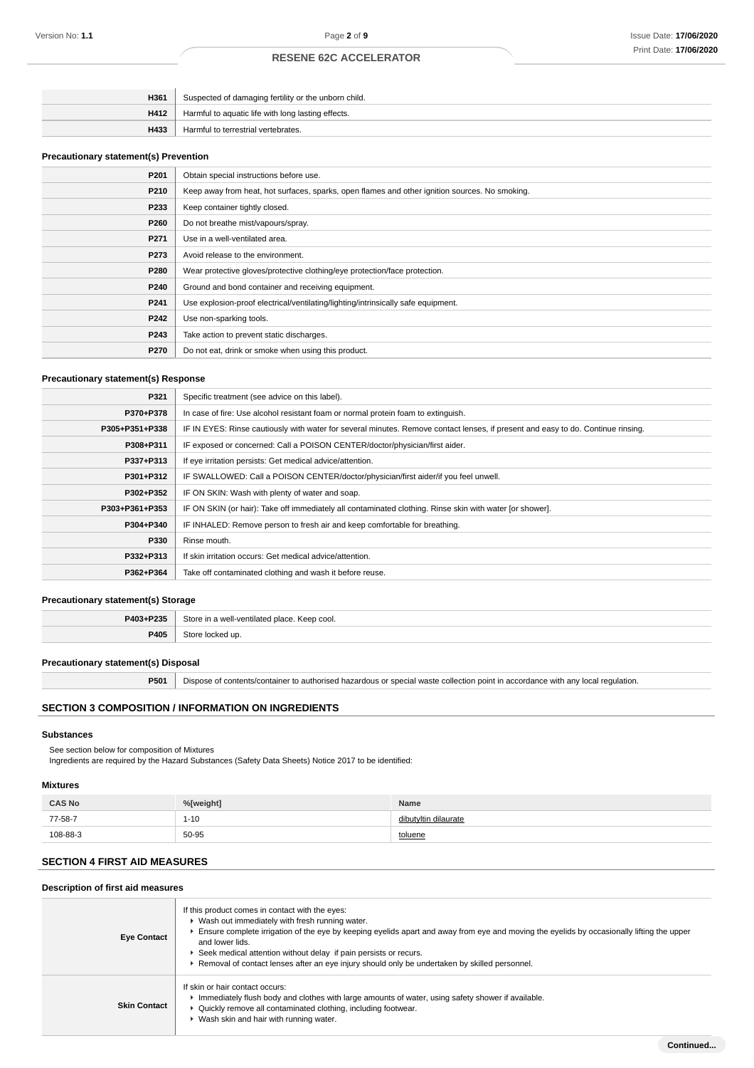| | |
|---|---|
| H361 | Suspected of damaging fertility or the unborn child. |
| H412 | Harmful to aquatic life with long lasting effects. |
| H433 | Harmful to terrestrial vertebrates. |

### Precautionary statement(s) Prevention

| | |
|---|---|
| P201 | Obtain special instructions before use. |
| P210 | Keep away from heat, hot surfaces, sparks, open flames and other ignition sources. No smoking. |
| P233 | Keep container tightly closed. |
| P260 | Do not breathe mist/vapours/spray. |
| P271 | Use in a well-ventilated area. |
| P273 | Avoid release to the environment. |
| P280 | Wear protective gloves/protective clothing/eye protection/face protection. |
| P240 | Ground and bond container and receiving equipment. |
| P241 | Use explosion-proof electrical/ventilating/lighting/intrinsically safe equipment. |
| P242 | Use non-sparking tools. |
| P243 | Take action to prevent static discharges. |
| P270 | Do not eat, drink or smoke when using this product. |

### Precautionary statement(s) Response

| | |
|---|---|
| P321 | Specific treatment (see advice on this label). |
| P370+P378 | In case of fire: Use alcohol resistant foam or normal protein foam to extinguish. |
| P305+P351+P338 | IF IN EYES: Rinse cautiously with water for several minutes. Remove contact lenses, if present and easy to do. Continue rinsing. |
| P308+P311 | IF exposed or concerned: Call a POISON CENTER/doctor/physician/first aider. |
| P337+P313 | If eye irritation persists: Get medical advice/attention. |
| P301+P312 | IF SWALLOWED: Call a POISON CENTER/doctor/physician/first aider/if you feel unwell. |
| P302+P352 | IF ON SKIN: Wash with plenty of water and soap. |
| P303+P361+P353 | IF ON SKIN (or hair): Take off immediately all contaminated clothing. Rinse skin with water [or shower]. |
| P304+P340 | IF INHALED: Remove person to fresh air and keep comfortable for breathing. |
| P330 | Rinse mouth. |
| P332+P313 | If skin irritation occurs: Get medical advice/attention. |
| P362+P364 | Take off contaminated clothing and wash it before reuse. |

### Precautionary statement(s) Storage

| | |
|---|---|
| P403+P235 | Store in a well-ventilated place. Keep cool. |
| P405 | Store locked up. |

### Precautionary statement(s) Disposal

| | |
|---|---|
| P501 | Dispose of contents/container to authorised hazardous or special waste collection point in accordance with any local regulation. |

## SECTION 3 COMPOSITION / INFORMATION ON INGREDIENTS

### Substances

See section below for composition of Mixtures
Ingredients are required by the Hazard Substances (Safety Data Sheets) Notice 2017 to be identified:

### Mixtures

| CAS No | %[weight] | Name |
|---|---|---|
| 77-58-7 | 1-10 | dibutyltin dilaurate |
| 108-88-3 | 50-95 | toluene |

## SECTION 4 FIRST AID MEASURES

### Description of first aid measures

| | |
|---|---|
| Eye Contact | If this product comes in contact with the eyes:<br>▸ Wash out immediately with fresh running water.<br>▸ Ensure complete irrigation of the eye by keeping eyelids apart and away from eye and moving the eyelids by occasionally lifting the upper and lower lids.<br>▸ Seek medical attention without delay if pain persists or recurs.<br>▸ Removal of contact lenses after an eye injury should only be undertaken by skilled personnel. |
| Skin Contact | If skin or hair contact occurs:<br>▸ Immediately flush body and clothes with large amounts of water, using safety shower if available.<br>▸ Quickly remove all contaminated clothing, including footwear.<br>▸ Wash skin and hair with running water. |

Continued...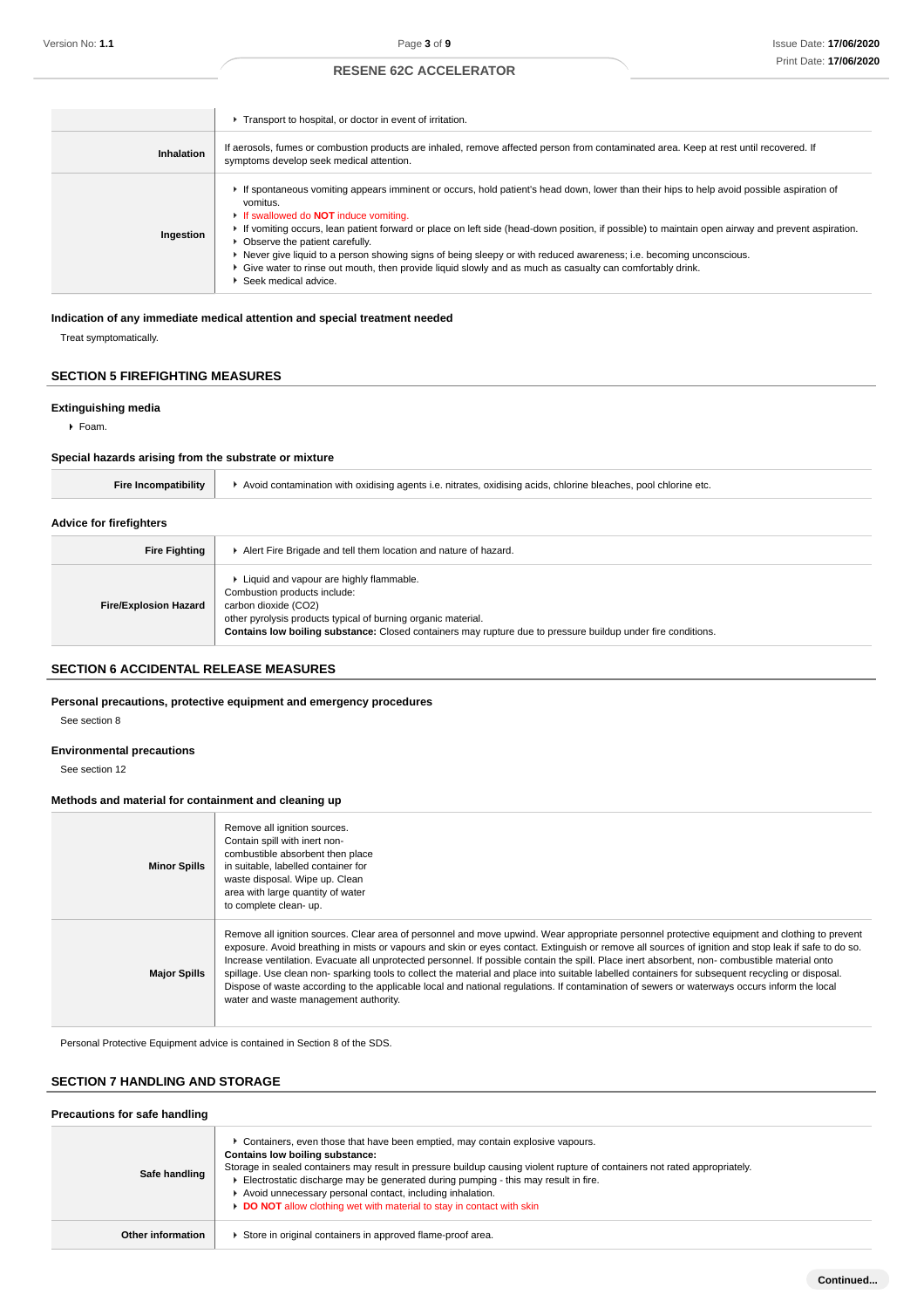| | |
|---|---|
| | ▸ Transport to hospital, or doctor in event of irritation. |
| **Inhalation** | If aerosols, fumes or combustion products are inhaled, remove affected person from contaminated area. Keep at rest until recovered. If symptoms develop seek medical attention. |
| **Ingestion** | ▸ If spontaneous vomiting appears imminent or occurs, hold patient's head down, lower than their hips to help avoid possible aspiration of vomitus.<br>▸ If swallowed do **NOT** induce vomiting.<br>▸ If vomiting occurs, lean patient forward or place on left side (head-down position, if possible) to maintain open airway and prevent aspiration.<br>▸ Observe the patient carefully.<br>▸ Never give liquid to a person showing signs of being sleepy or with reduced awareness; i.e. becoming unconscious.<br>▸ Give water to rinse out mouth, then provide liquid slowly and as much as casualty can comfortably drink.<br>▸ Seek medical advice. |

### Indication of any immediate medical attention and special treatment needed

Treat symptomatically.

## SECTION 5 FIREFIGHTING MEASURES

### Extinguishing media

- Foam.

### Special hazards arising from the substrate or mixture

| | |
|---|---|
| **Fire Incompatibility** | ▸ Avoid contamination with oxidising agents i.e. nitrates, oxidising acids, chlorine bleaches, pool chlorine etc. |

### Advice for firefighters

| | |
|---|---|
| **Fire Fighting** | ▸ Alert Fire Brigade and tell them location and nature of hazard. |
| **Fire/Explosion Hazard** | ▸ Liquid and vapour are highly flammable.<br>Combustion products include:<br>carbon dioxide ($CO_2$)<br>other pyrolysis products typical of burning organic material.<br>**Contains low boiling substance:** Closed containers may rupture due to pressure buildup under fire conditions. |

## SECTION 6 ACCIDENTAL RELEASE MEASURES

### Personal precautions, protective equipment and emergency procedures

See section 8

### Environmental precautions

See section 12

### Methods and material for containment and cleaning up

| | |
|---|---|
| **Minor Spills** | Remove all ignition sources. Contain spill with inert non-combustible absorbent then place in suitable, labelled container for waste disposal. Wipe up. Clean area with large quantity of water to complete clean- up. |
| **Major Spills** | Remove all ignition sources. Clear area of personnel and move upwind. Wear appropriate personnel protective equipment and clothing to prevent exposure. Avoid breathing in mists or vapours and skin or eyes contact. Extinguish or remove all sources of ignition and stop leak if safe to do so. Increase ventilation. Evacuate all unprotected personnel. If possible contain the spill. Place inert absorbent, non- combustible material onto spillage. Use clean non- sparking tools to collect the material and place into suitable labelled containers for subsequent recycling or disposal. Dispose of waste according to the applicable local and national regulations. If contamination of sewers or waterways occurs inform the local water and waste management authority. |

Personal Protective Equipment advice is contained in Section 8 of the SDS.

## SECTION 7 HANDLING AND STORAGE

### Precautions for safe handling

| | |
|---|---|
| **Safe handling** | ▸ Containers, even those that have been emptied, may contain explosive vapours.<br>**Contains low boiling substance:**<br>Storage in sealed containers may result in pressure buildup causing violent rupture of containers not rated appropriately.<br>▸ Electrostatic discharge may be generated during pumping - this may result in fire.<br>▸ Avoid unnecessary personal contact, including inhalation.<br>▸ **DO NOT** allow clothing wet with material to stay in contact with skin |
| **Other information** | ▸ Store in original containers in approved flame-proof area. |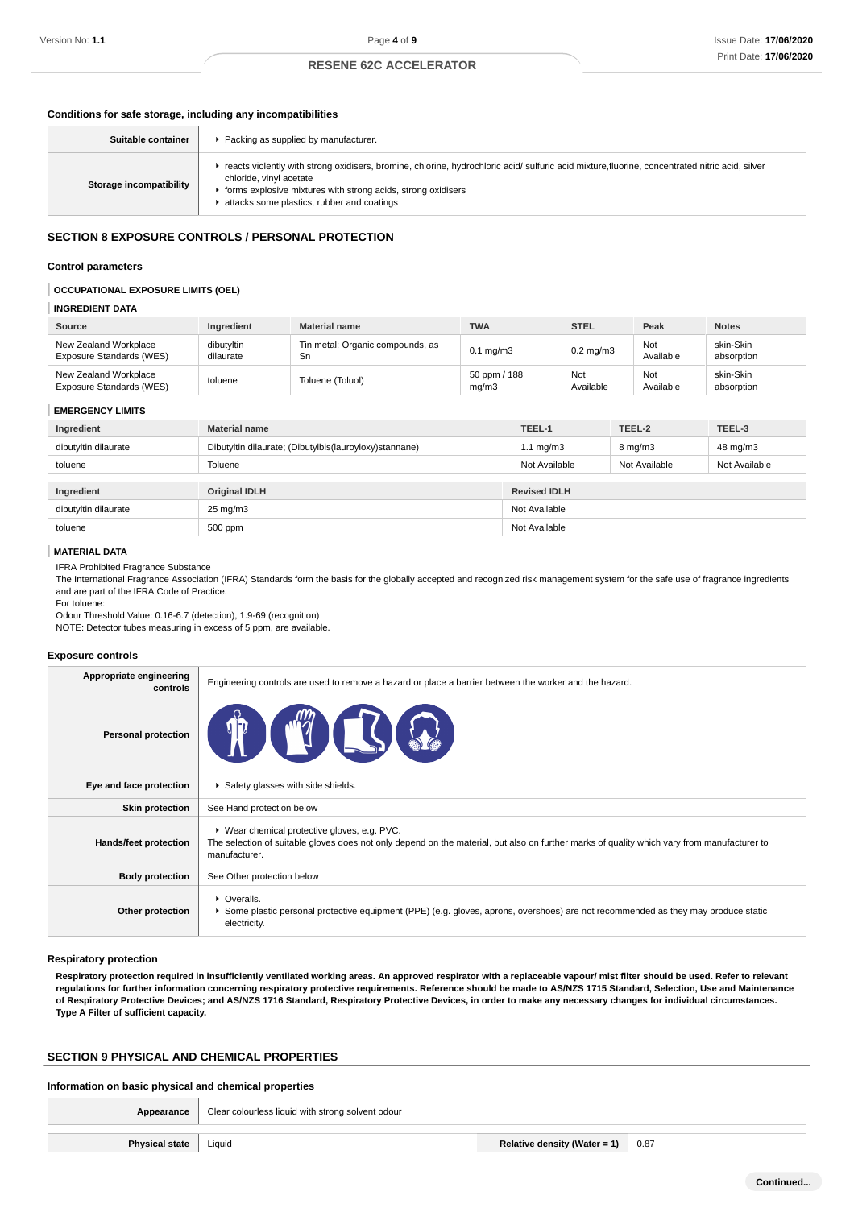### Conditions for safe storage, including any incompatibilities

| | |
|---|---|
| **Suitable container** | - Packing as supplied by manufacturer. |
| **Storage incompatibility** | - reacts violently with strong oxidisers, bromine, chlorine, hydrochloric acid/ sulfuric acid mixture,fluorine, concentrated nitric acid, silver chloride, vinyl acetate<br>- forms explosive mixtures with strong acids, strong oxidisers<br>- attacks some plastics, rubber and coatings |

## SECTION 8 EXPOSURE CONTROLS / PERSONAL PROTECTION

### Control parameters

#### OCCUPATIONAL EXPOSURE LIMITS (OEL)

#### INGREDIENT DATA

| Source | Ingredient | Material name | TWA | STEL | Peak | Notes |
|---|---|---|---|---|---|---|
| New Zealand Workplace Exposure Standards (WES) | dibutyltin dilaurate | Tin metal: Organic compounds, as Sn | 0.1 mg/m3 | 0.2 mg/m3 | Not Available | skin-Skin absorption |
| New Zealand Workplace Exposure Standards (WES) | toluene | Toluene (Toluol) | 50 ppm / 188 mg/m3 | Not Available | Not Available | skin-Skin absorption |

#### EMERGENCY LIMITS

| Ingredient | Material name | TEEL-1 | TEEL-2 | TEEL-3 |
|---|---|---|---|---|
| dibutyltin dilaurate | Dibutyltin dilaurate; (Dibutylbis(lauroyloxy)stannane) | 1.1 mg/m3 | 8 mg/m3 | 48 mg/m3 |
| toluene | Toluene | Not Available | Not Available | Not Available |

| Ingredient | Original IDLH | Revised IDLH |
|---|---|---|
| dibutyltin dilaurate | 25 mg/m3 | Not Available |
| toluene | 500 ppm | Not Available |

#### MATERIAL DATA

IFRA Prohibited Fragrance Substance
The International Fragrance Association (IFRA) Standards form the basis for the globally accepted and recognized risk management system for the safe use of fragrance ingredients and are part of the IFRA Code of Practice.
For toluene:
Odour Threshold Value: 0.16-6.7 (detection), 1.9-69 (recognition)
NOTE: Detector tubes measuring in excess of 5 ppm, are available.

### Exposure controls

| | |
|---|---|
| **Appropriate engineering controls** | Engineering controls are used to remove a hazard or place a barrier between the worker and the hazard. |
| **Personal protection** | |
| **Eye and face protection** | - Safety glasses with side shields. |
| **Skin protection** | See Hand protection below |
| **Hands/feet protection** | - Wear chemical protective gloves, e.g. PVC.<br>The selection of suitable gloves does not only depend on the material, but also on further marks of quality which vary from manufacturer to manufacturer. |
| **Body protection** | See Other protection below |
| **Other protection** | - Overalls.<br>- Some plastic personal protective equipment (PPE) (e.g. gloves, aprons, overshoes) are not recommended as they may produce static electricity. |

### Respiratory protection

**Respiratory protection required in insufficiently ventilated working areas. An approved respirator with a replaceable vapour/ mist filter should be used. Refer to relevant regulations for further information concerning respiratory protective requirements. Reference should be made to AS/NZS 1715 Standard, Selection, Use and Maintenance of Respiratory Protective Devices; and AS/NZS 1716 Standard, Respiratory Protective Devices, in order to make any necessary changes for individual circumstances. Type A Filter of sufficient capacity.**

## SECTION 9 PHYSICAL AND CHEMICAL PROPERTIES

### Information on basic physical and chemical properties

| | | | |
|---|---|---|---|
| **Appearance** | Clear colourless liquid with strong solvent odour | | |
| **Physical state** | Liquid | **Relative density (Water = 1)** | 0.87 |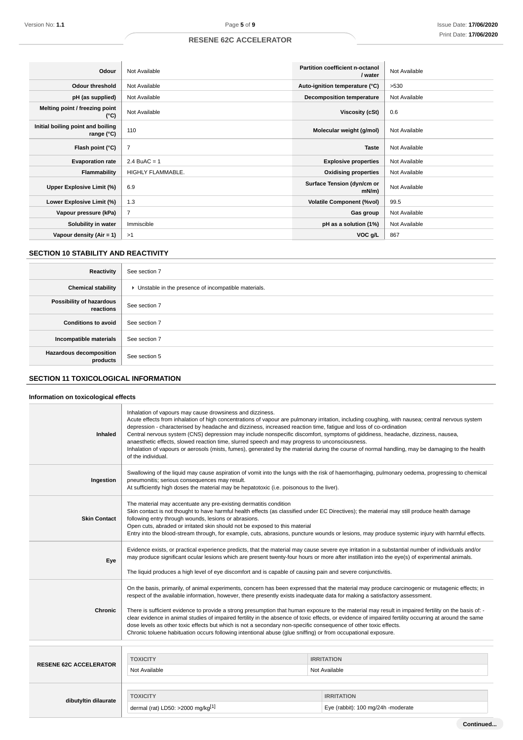| Odour | Not Available | Partition coefficient n-octanol / water | Not Available |
|---|---|---|---|
| Odour threshold | Not Available | Auto-ignition temperature (°C) | >530 |
| pH (as supplied) | Not Available | Decomposition temperature | Not Available |
| Melting point / freezing point (°C) | Not Available | Viscosity (cSt) | 0.6 |
| Initial boiling point and boiling range (°C) | 110 | Molecular weight (g/mol) | Not Available |
| Flash point (°C) | 7 | Taste | Not Available |
| Evaporation rate | 2.4 BuAC = 1 | Explosive properties | Not Available |
| Flammability | HIGHLY FLAMMABLE. | Oxidising properties | Not Available |
| Upper Explosive Limit (%) | 6.9 | Surface Tension (dyn/cm or mN/m) | Not Available |
| Lower Explosive Limit (%) | 1.3 | Volatile Component (%vol) | 99.5 |
| Vapour pressure (kPa) | 7 | Gas group | Not Available |
| Solubility in water | Immiscible | pH as a solution (1%) | Not Available |
| Vapour density (Air = 1) | >1 | VOC g/L | 867 |

## SECTION 10 STABILITY AND REACTIVITY

| | |
|---|---|
| Reactivity | See section 7 |
| Chemical stability | ‣ Unstable in the presence of incompatible materials. |
| Possibility of hazardous reactions | See section 7 |
| Conditions to avoid | See section 7 |
| Incompatible materials | See section 7 |
| Hazardous decomposition products | See section 5 |

## SECTION 11 TOXICOLOGICAL INFORMATION

### Information on toxicological effects

| | |
|---|---|
| Inhaled | Inhalation of vapours may cause drowsiness and dizziness.<br>Acute effects from inhalation of high concentrations of vapour are pulmonary irritation, including coughing, with nausea; central nervous system depression - characterised by headache and dizziness, increased reaction time, fatigue and loss of co-ordination<br>Central nervous system (CNS) depression may include nonspecific discomfort, symptoms of giddiness, headache, dizziness, nausea, anaesthetic effects, slowed reaction time, slurred speech and may progress to unconsciousness.<br>Inhalation of vapours or aerosols (mists, fumes), generated by the material during the course of normal handling, may be damaging to the health of the individual. |
| Ingestion | Swallowing of the liquid may cause aspiration of vomit into the lungs with the risk of haemorrhaging, pulmonary oedema, progressing to chemical pneumonitis; serious consequences may result.<br>At sufficiently high doses the material may be hepatotoxic (i.e. poisonous to the liver). |
| Skin Contact | The material may accentuate any pre-existing dermatitis condition<br>Skin contact is not thought to have harmful health effects (as classified under EC Directives); the material may still produce health damage following entry through wounds, lesions or abrasions.<br>Open cuts, abraded or irritated skin should not be exposed to this material<br>Entry into the blood-stream through, for example, cuts, abrasions, puncture wounds or lesions, may produce systemic injury with harmful effects. |
| Eye | Evidence exists, or practical experience predicts, that the material may cause severe eye irritation in a substantial number of individuals and/or may produce significant ocular lesions which are present twenty-four hours or more after instillation into the eye(s) of experimental animals.<br><br>The liquid produces a high level of eye discomfort and is capable of causing pain and severe conjunctivitis. |
| Chronic | On the basis, primarily, of animal experiments, concern has been expressed that the material may produce carcinogenic or mutagenic effects; in respect of the available information, however, there presently exists inadequate data for making a satisfactory assessment.<br><br>There is sufficient evidence to provide a strong presumption that human exposure to the material may result in impaired fertility on the basis of: - clear evidence in animal studies of impaired fertility in the absence of toxic effects, or evidence of impaired fertility occurring at around the same dose levels as other toxic effects but which is not a secondary non-specific consequence of other toxic effects.<br>Chronic toluene habituation occurs following intentional abuse (glue sniffing) or from occupational exposure. |

| | TOXICITY | IRRITATION |
|---|---|---|
| RESENE 62C ACCELERATOR | Not Available | Not Available |

| | TOXICITY | IRRITATION |
|---|---|---|
| dibutyltin dilaurate | dermal (rat) LD50: >2000 mg/kg[1] | Eye (rabbit): 100 mg/24h -moderate |

Continued...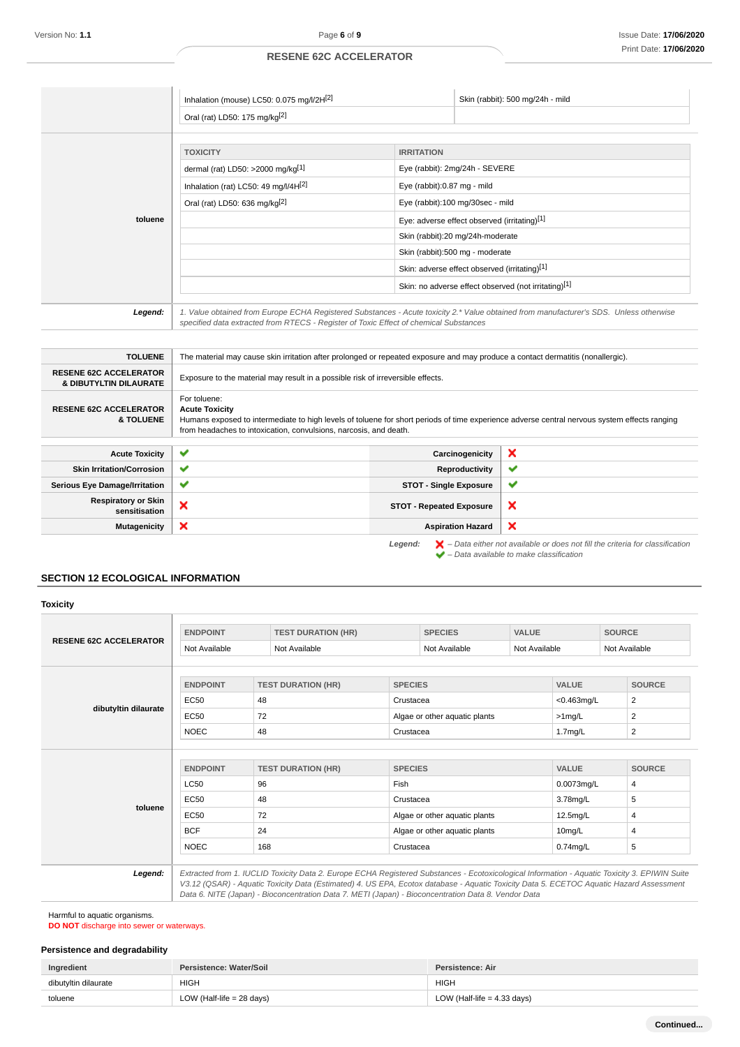| | TOXICITY | IRRITATION |
|---|---|---|
| | Inhalation (mouse) LC50: 0.075 mg/l/2H[2] | Skin (rabbit): 500 mg/24h - mild |
| | Oral (rat) LD50: 175 mg/kg[2] | |

| | TOXICITY | IRRITATION |
|---|---|---|
| **toluene** | dermal (rat) LD50: >2000 mg/kg[1] | Eye (rabbit): 2mg/24h - SEVERE |
| | Inhalation (rat) LC50: 49 mg/l/4H[2] | Eye (rabbit):0.87 mg - mild |
| | Oral (rat) LD50: 636 mg/kg[2] | Eye (rabbit):100 mg/30sec - mild |
| | | Eye: adverse effect observed (irritating)[1] |
| | | Skin (rabbit):20 mg/24h-moderate |
| | | Skin (rabbit):500 mg - moderate |
| | | Skin: adverse effect observed (irritating)[1] |
| | | Skin: no adverse effect observed (not irritating)[1] |

***Legend:*** *1. Value obtained from Europe ECHA Registered Substances - Acute toxicity 2.\* Value obtained from manufacturer's SDS. Unless otherwise specified data extracted from RTECS - Register of Toxic Effect of chemical Substances*

| | |
|---|---|
| **TOLUENE** | The material may cause skin irritation after prolonged or repeated exposure and may produce a contact dermatitis (nonallergic). |
| **RESENE 62C ACCELERATOR & DIBUTYLTIN DILAURATE** | Exposure to the material may result in a possible risk of irreversible effects. |
| **RESENE 62C ACCELERATOR & TOLUENE** | For toluene:<br>**Acute Toxicity**<br>Humans exposed to intermediate to high levels of toluene for short periods of time experience adverse central nervous system effects ranging from headaches to intoxication, convulsions, narcosis, and death. |

| | | | |
|---|---|---|---|
| **Acute Toxicity** | ✔ | **Carcinogenicity** | ✘ |
| **Skin Irritation/Corrosion** | ✔ | **Reproductivity** | ✔ |
| **Serious Eye Damage/Irritation** | ✔ | **STOT - Single Exposure** | ✔ |
| **Respiratory or Skin sensitisation** | ✘ | **STOT - Repeated Exposure** | ✘ |
| **Mutagenicity** | ✘ | **Aspiration Hazard** | ✘ |

***Legend:*** ✘ *– Data either not available or does not fill the criteria for classification*
✔ *– Data available to make classification*

## SECTION 12 ECOLOGICAL INFORMATION

### Toxicity

**RESENE 62C ACCELERATOR**

| ENDPOINT | TEST DURATION (HR) | SPECIES | VALUE | SOURCE |
|---|---|---|---|---|
| Not Available | Not Available | Not Available | Not Available | Not Available |

**dibutyltin dilaurate**

| ENDPOINT | TEST DURATION (HR) | SPECIES | VALUE | SOURCE |
|---|---|---|---|---|
| EC50 | 48 | Crustacea | <0.463mg/L | 2 |
| EC50 | 72 | Algae or other aquatic plants | >1mg/L | 2 |
| NOEC | 48 | Crustacea | 1.7mg/L | 2 |

**toluene**

| ENDPOINT | TEST DURATION (HR) | SPECIES | VALUE | SOURCE |
|---|---|---|---|---|
| LC50 | 96 | Fish | 0.0073mg/L | 4 |
| EC50 | 48 | Crustacea | 3.78mg/L | 5 |
| EC50 | 72 | Algae or other aquatic plants | 12.5mg/L | 4 |
| BCF | 24 | Algae or other aquatic plants | 10mg/L | 4 |
| NOEC | 168 | Crustacea | 0.74mg/L | 5 |

***Legend:*** *Extracted from 1. IUCLID Toxicity Data 2. Europe ECHA Registered Substances - Ecotoxicological Information - Aquatic Toxicity 3. EPIWIN Suite V3.12 (QSAR) - Aquatic Toxicity Data (Estimated) 4. US EPA, Ecotox database - Aquatic Toxicity Data 5. ECETOC Aquatic Hazard Assessment Data 6. NITE (Japan) - Bioconcentration Data 7. METI (Japan) - Bioconcentration Data 8. Vendor Data*

Harmful to aquatic organisms.
**DO NOT** discharge into sewer or waterways.

### Persistence and degradability

| Ingredient | Persistence: Water/Soil | Persistence: Air |
|---|---|---|
| dibutyltin dilaurate | HIGH | HIGH |
| toluene | LOW (Half-life = 28 days) | LOW (Half-life = 4.33 days) |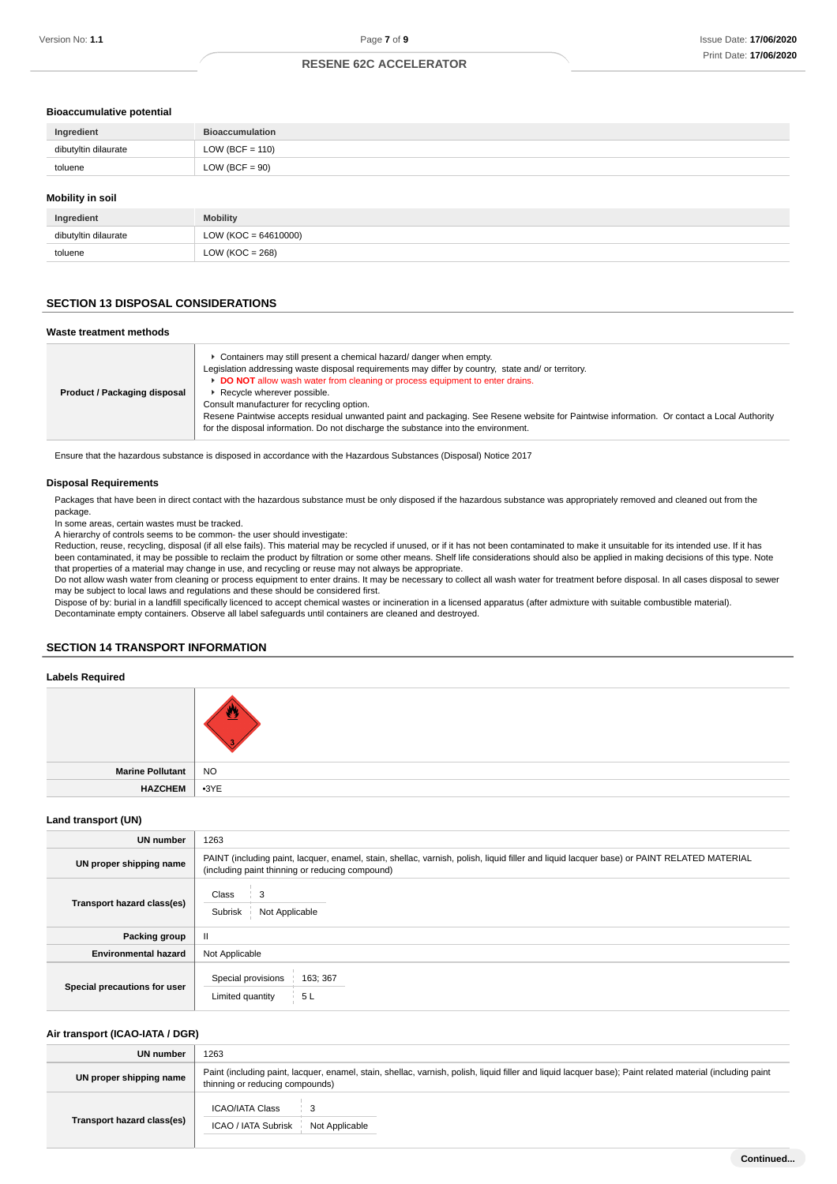### Bioaccumulative potential

| Ingredient | Bioaccumulation |
|---|---|
| dibutyltin dilaurate | LOW (BCF = 110) |
| toluene | LOW (BCF = 90) |

### Mobility in soil

| Ingredient | Mobility |
|---|---|
| dibutyltin dilaurate | LOW (KOC = 64610000) |
| toluene | LOW (KOC = 268) |

## SECTION 13 DISPOSAL CONSIDERATIONS

### Waste treatment methods

| | |
|---|---|
| **Product / Packaging disposal** | ▸ Containers may still present a chemical hazard/ danger when empty.<br>Legislation addressing waste disposal requirements may differ by country, state and/ or territory.<br>▸ **DO NOT** allow wash water from cleaning or process equipment to enter drains.<br>▸ Recycle wherever possible.<br>Consult manufacturer for recycling option.<br>Resene Paintwise accepts residual unwanted paint and packaging. See Resene website for Paintwise information. Or contact a Local Authority for the disposal information. Do not discharge the substance into the environment. |

Ensure that the hazardous substance is disposed in accordance with the Hazardous Substances (Disposal) Notice 2017

### Disposal Requirements

Packages that have been in direct contact with the hazardous substance must be only disposed if the hazardous substance was appropriately removed and cleaned out from the package.
In some areas, certain wastes must be tracked.
A hierarchy of controls seems to be common- the user should investigate:
Reduction, reuse, recycling, disposal (if all else fails). This material may be recycled if unused, or if it has not been contaminated to make it unsuitable for its intended use. If it has been contaminated, it may be possible to reclaim the product by filtration or some other means. Shelf life considerations should also be applied in making decisions of this type. Note that properties of a material may change in use, and recycling or reuse may not always be appropriate.
Do not allow wash water from cleaning or process equipment to enter drains. It may be necessary to collect all wash water for treatment before disposal. In all cases disposal to sewer may be subject to local laws and regulations and these should be considered first.
Dispose of by: burial in a landfill specifically licenced to accept chemical wastes or incineration in a licensed apparatus (after admixture with suitable combustible material).
Decontaminate empty containers. Observe all label safeguards until containers are cleaned and destroyed.

## SECTION 14 TRANSPORT INFORMATION

### Labels Required

| | |
|---|---|
| | (Class 3 flammable liquid label) |
| **Marine Pollutant** | NO |
| **HAZCHEM** | •3YE |

### Land transport (UN)

| | |
|---|---|
| **UN number** | 1263 |
| **UN proper shipping name** | PAINT (including paint, lacquer, enamel, stain, shellac, varnish, polish, liquid filler and liquid lacquer base) or PAINT RELATED MATERIAL (including paint thinning or reducing compound) |
| **Transport hazard class(es)** | Class: 3<br>Subrisk: Not Applicable |
| **Packing group** | II |
| **Environmental hazard** | Not Applicable |
| **Special precautions for user** | Special provisions: 163; 367<br>Limited quantity: 5 L |

### Air transport (ICAO-IATA / DGR)

| | |
|---|---|
| **UN number** | 1263 |
| **UN proper shipping name** | Paint (including paint, lacquer, enamel, stain, shellac, varnish, polish, liquid filler and liquid lacquer base); Paint related material (including paint thinning or reducing compounds) |
| **Transport hazard class(es)** | ICAO/IATA Class: 3<br>ICAO / IATA Subrisk: Not Applicable |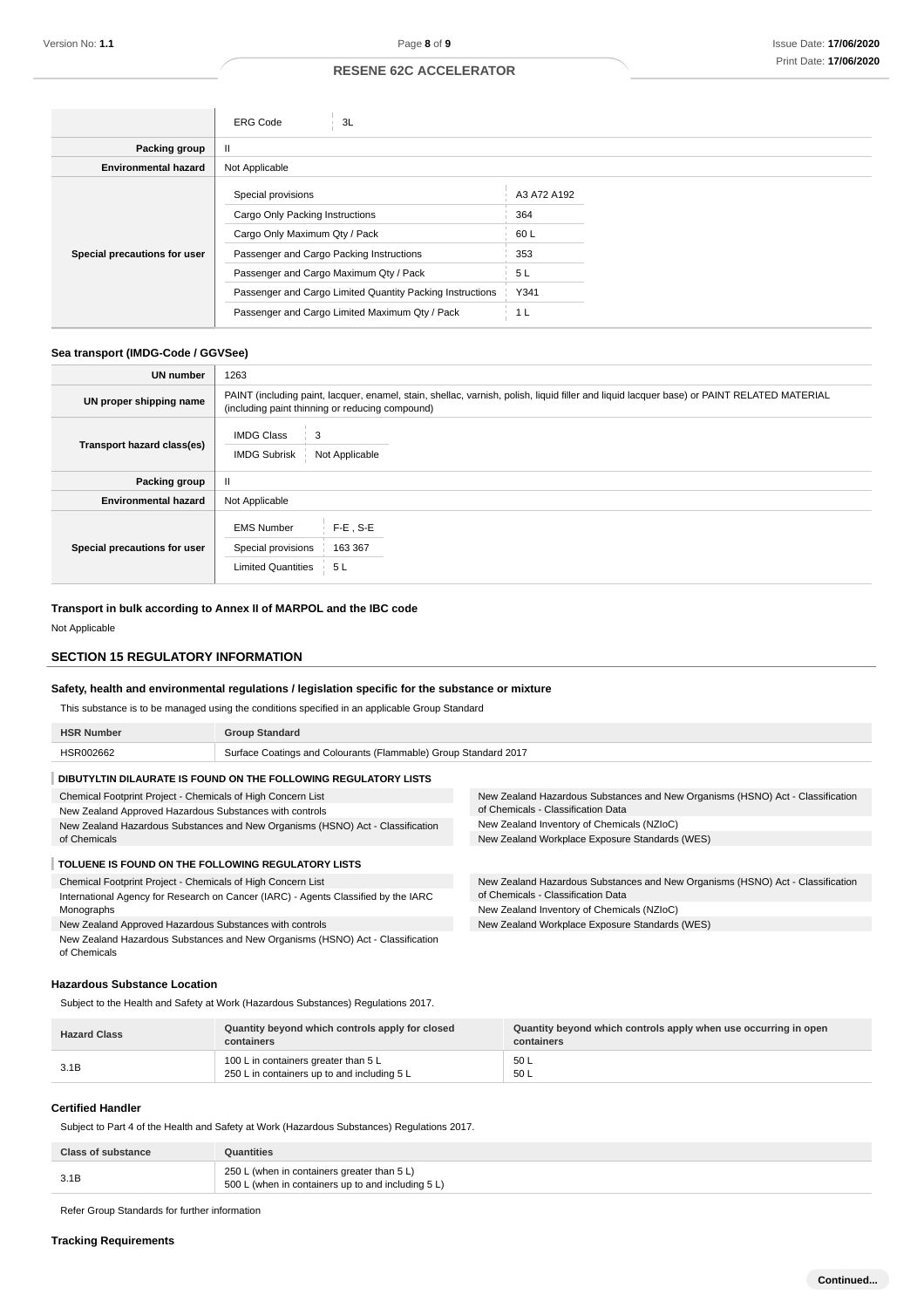| | |
|---|---|
| | ERG Code: 3L |
| **Packing group** | II |
| **Environmental hazard** | Not Applicable |
| **Special precautions for user** | Special provisions: A3 A72 A192<br>Cargo Only Packing Instructions: 364<br>Cargo Only Maximum Qty / Pack: 60 L<br>Passenger and Cargo Packing Instructions: 353<br>Passenger and Cargo Maximum Qty / Pack: 5 L<br>Passenger and Cargo Limited Quantity Packing Instructions: Y341<br>Passenger and Cargo Limited Maximum Qty / Pack: 1 L |

### Sea transport (IMDG-Code / GGVSee)

| | |
|---|---|
| **UN number** | 1263 |
| **UN proper shipping name** | PAINT (including paint, lacquer, enamel, stain, shellac, varnish, polish, liquid filler and liquid lacquer base) or PAINT RELATED MATERIAL (including paint thinning or reducing compound) |
| **Transport hazard class(es)** | IMDG Class: 3<br>IMDG Subrisk: Not Applicable |
| **Packing group** | II |
| **Environmental hazard** | Not Applicable |
| **Special precautions for user** | EMS Number: F-E , S-E<br>Special provisions: 163 367<br>Limited Quantities: 5 L |

### Transport in bulk according to Annex II of MARPOL and the IBC code

Not Applicable

## SECTION 15 REGULATORY INFORMATION

### Safety, health and environmental regulations / legislation specific for the substance or mixture

This substance is to be managed using the conditions specified in an applicable Group Standard

| HSR Number | Group Standard |
|---|---|
| HSR002662 | Surface Coatings and Colourants (Flammable) Group Standard 2017 |

**DIBUTYLTIN DILAURATE IS FOUND ON THE FOLLOWING REGULATORY LISTS**

- Chemical Footprint Project - Chemicals of High Concern List
- New Zealand Approved Hazardous Substances with controls
- New Zealand Hazardous Substances and New Organisms (HSNO) Act - Classification of Chemicals
- New Zealand Hazardous Substances and New Organisms (HSNO) Act - Classification of Chemicals - Classification Data
- New Zealand Inventory of Chemicals (NZIoC)
- New Zealand Workplace Exposure Standards (WES)

**TOLUENE IS FOUND ON THE FOLLOWING REGULATORY LISTS**

- Chemical Footprint Project - Chemicals of High Concern List
- International Agency for Research on Cancer (IARC) - Agents Classified by the IARC Monographs
- New Zealand Approved Hazardous Substances with controls
- New Zealand Hazardous Substances and New Organisms (HSNO) Act - Classification of Chemicals
- New Zealand Hazardous Substances and New Organisms (HSNO) Act - Classification of Chemicals - Classification Data
- New Zealand Inventory of Chemicals (NZIoC)
- New Zealand Workplace Exposure Standards (WES)

### Hazardous Substance Location

Subject to the Health and Safety at Work (Hazardous Substances) Regulations 2017.

| Hazard Class | Quantity beyond which controls apply for closed containers | Quantity beyond which controls apply when use occurring in open containers |
|---|---|---|
| 3.1B | 100 L in containers greater than 5 L<br>250 L in containers up to and including 5 L | 50 L<br>50 L |

### Certified Handler

Subject to Part 4 of the Health and Safety at Work (Hazardous Substances) Regulations 2017.

| Class of substance | Quantities |
|---|---|
| 3.1B | 250 L (when in containers greater than 5 L)<br>500 L (when in containers up to and including 5 L) |

Refer Group Standards for further information

### Tracking Requirements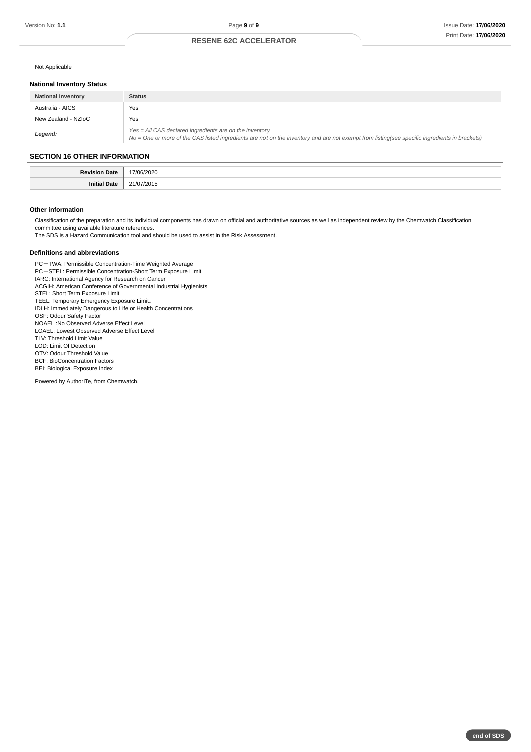Not Applicable

### National Inventory Status

| National Inventory | Status |
|---|---|
| Australia - AICS | Yes |
| New Zealand - NZIoC | Yes |
| ***Legend:*** | *Yes = All CAS declared ingredients are on the inventory*<br>*No = One or more of the CAS listed ingredients are not on the inventory and are not exempt from listing(see specific ingredients in brackets)* |

## SECTION 16 OTHER INFORMATION

| | |
|---|---|
| **Revision Date** | 17/06/2020 |
| **Initial Date** | 21/07/2015 |

### Other information

Classification of the preparation and its individual components has drawn on official and authoritative sources as well as independent review by the Chemwatch Classification committee using available literature references.
The SDS is a Hazard Communication tool and should be used to assist in the Risk Assessment.

### Definitions and abbreviations

PC－TWA: Permissible Concentration-Time Weighted Average
PC－STEL: Permissible Concentration-Short Term Exposure Limit
IARC: International Agency for Research on Cancer
ACGIH: American Conference of Governmental Industrial Hygienists
STEL: Short Term Exposure Limit
TEEL: Temporary Emergency Exposure Limit。
IDLH: Immediately Dangerous to Life or Health Concentrations
OSF: Odour Safety Factor
NOAEL :No Observed Adverse Effect Level
LOAEL: Lowest Observed Adverse Effect Level
TLV: Threshold Limit Value
LOD: Limit Of Detection
OTV: Odour Threshold Value
BCF: BioConcentration Factors
BEI: Biological Exposure Index

Powered by AuthorITe, from Chemwatch.

end of SDS